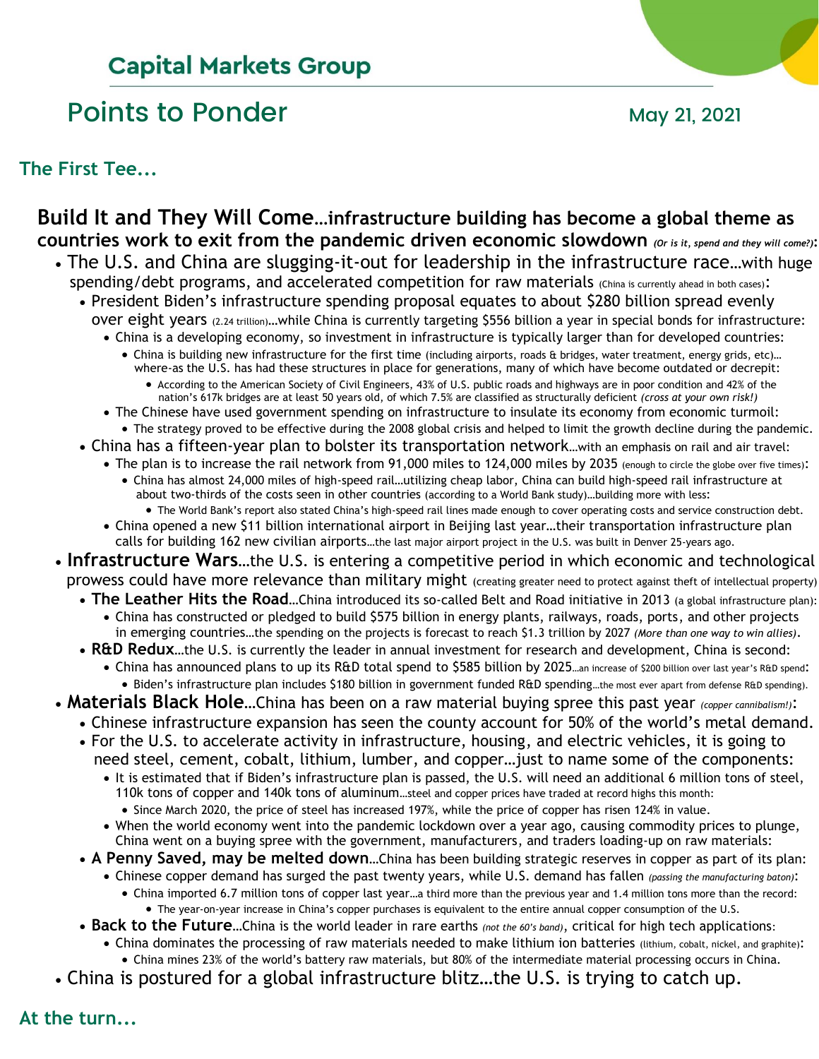## Capital Markets Group

# Points to Ponder

May 21, 2021

### The First Tee...

**Build It and They Will Come…infrastructure building has become a global theme as countries work to exit from the pandemic driven economic slowdown** *(Or is it, spend and they will come?)*:

- The U.S. and China are slugging-it-out for leadership in the infrastructure race…with huge spending/debt programs, and accelerated competition for raw materials (China is currently ahead in both cases):
  - President Biden's infrastructure spending proposal equates to about $280 billion spread evenly over eight years (2.24 trillion)…while China is currently targeting $556 billion a year in special bonds for infrastructure:
    - China is a developing economy, so investment in infrastructure is typically larger than for developed countries:
      - China is building new infrastructure for the first time (including airports, roads & bridges, water treatment, energy grids, etc)…where-as the U.S. has had these structures in place for generations, many of which have become outdated or decrepit:
        - According to the American Society of Civil Engineers, 43% of U.S. public roads and highways are in poor condition and 42% of the nation's 617k bridges are at least 50 years old, of which 7.5% are classified as structurally deficient *(cross at your own risk!)*
    - The Chinese have used government spending on infrastructure to insulate its economy from economic turmoil:
      - The strategy proved to be effective during the 2008 global crisis and helped to limit the growth decline during the pandemic.
  - China has a fifteen-year plan to bolster its transportation network…with an emphasis on rail and air travel:
    - The plan is to increase the rail network from 91,000 miles to 124,000 miles by 2035 (enough to circle the globe over five times):
      - China has almost 24,000 miles of high-speed rail…utilizing cheap labor, China can build high-speed rail infrastructure at about two-thirds of the costs seen in other countries (according to a World Bank study)…building more with less:
        - The World Bank's report also stated China's high-speed rail lines made enough to cover operating costs and service construction debt.
    - China opened a new $11 billion international airport in Beijing last year…their transportation infrastructure plan calls for building 162 new civilian airports…the last major airport project in the U.S. was built in Denver 25-years ago.
- **Infrastructure Wars**…the U.S. is entering a competitive period in which economic and technological prowess could have more relevance than military might (creating greater need to protect against theft of intellectual property)
  - **The Leather Hits the Road**…China introduced its so-called Belt and Road initiative in 2013 (a global infrastructure plan):
    - China has constructed or pledged to build $575 billion in energy plants, railways, roads, ports, and other projects in emerging countries…the spending on the projects is forecast to reach $1.3 trillion by 2027 *(More than one way to win allies)*.
  - **R&D Redux**…the U.S. is currently the leader in annual investment for research and development, China is second:
    - China has announced plans to up its R&D total spend to $585 billion by 2025…an increase of $200 billion over last year's R&D spend:
      - Biden's infrastructure plan includes $180 billion in government funded R&D spending…the most ever apart from defense R&D spending).
- **Materials Black Hole**…China has been on a raw material buying spree this past year *(copper cannibalism!)*:
  - Chinese infrastructure expansion has seen the county account for 50% of the world's metal demand.
  - For the U.S. to accelerate activity in infrastructure, housing, and electric vehicles, it is going to need steel, cement, cobalt, lithium, lumber, and copper…just to name some of the components:
    - It is estimated that if Biden's infrastructure plan is passed, the U.S. will need an additional 6 million tons of steel, 110k tons of copper and 140k tons of aluminum…steel and copper prices have traded at record highs this month:
      - Since March 2020, the price of steel has increased 197%, while the price of copper has risen 124% in value.
    - When the world economy went into the pandemic lockdown over a year ago, causing commodity prices to plunge, China went on a buying spree with the government, manufacturers, and traders loading-up on raw materials:
  - **A Penny Saved, may be melted down**…China has been building strategic reserves in copper as part of its plan:
    - Chinese copper demand has surged the past twenty years, while U.S. demand has fallen *(passing the manufacturing baton)*:
      - China imported 6.7 million tons of copper last year…a third more than the previous year and 1.4 million tons more than the record:
        - The year-on-year increase in China's copper purchases is equivalent to the entire annual copper consumption of the U.S.
  - **Back to the Future**…China is the world leader in rare earths *(not the 60's band)*, critical for high tech applications:
    - China dominates the processing of raw materials needed to make lithium ion batteries (lithium, cobalt, nickel, and graphite):
      - China mines 23% of the world's battery raw materials, but 80% of the intermediate material processing occurs in China.
- China is postured for a global infrastructure blitz…the U.S. is trying to catch up.

### At the turn...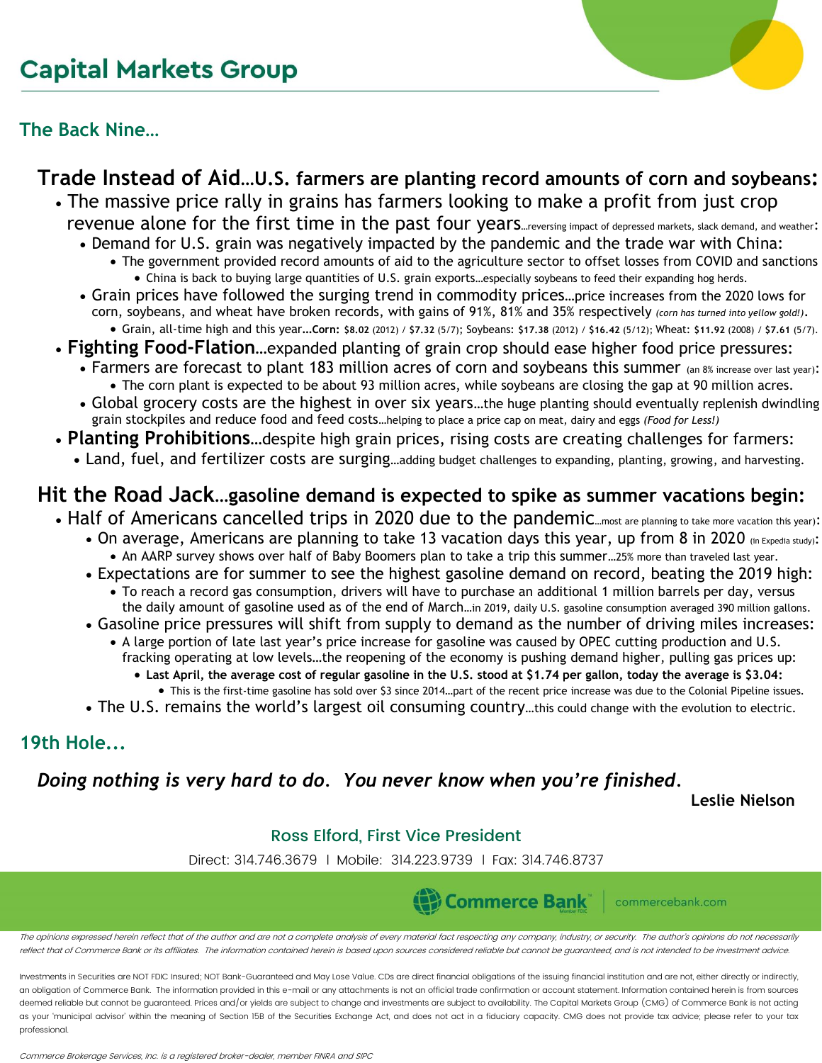## Capital Markets Group

### The Back Nine…

**Trade Instead of Aid…U.S. farmers are planting record amounts of corn and soybeans:**

- The massive price rally in grains has farmers looking to make a profit from just crop revenue alone for the first time in the past four years…reversing impact of depressed markets, slack demand, and weather:
  - Demand for U.S. grain was negatively impacted by the pandemic and the trade war with China:
    - The government provided record amounts of aid to the agriculture sector to offset losses from COVID and sanctions
      - China is back to buying large quantities of U.S. grain exports…especially soybeans to feed their expanding hog herds.
  - Grain prices have followed the surging trend in commodity prices…price increases from the 2020 lows for corn, soybeans, and wheat have broken records, with gains of 91%, 81% and 35% respectively *(corn has turned into yellow gold!)*.
    - Grain, all-time high and this year…**Corn: $8.02** (2012) / **$7.32** (5/7); Soybeans: **$17.38** (2012) / **$16.42** (5/12); Wheat: **$11.92** (2008) / **$7.61** (5/7).
- **Fighting Food-Flation**…expanded planting of grain crop should ease higher food price pressures:
  - Farmers are forecast to plant 183 million acres of corn and soybeans this summer (an 8% increase over last year):
    - The corn plant is expected to be about 93 million acres, while soybeans are closing the gap at 90 million acres.
  - Global grocery costs are the highest in over six years…the huge planting should eventually replenish dwindling grain stockpiles and reduce food and feed costs…helping to place a price cap on meat, dairy and eggs *(Food for Less!)*
- **Planting Prohibitions**…despite high grain prices, rising costs are creating challenges for farmers:
  - Land, fuel, and fertilizer costs are surging…adding budget challenges to expanding, planting, growing, and harvesting.

**Hit the Road Jack…gasoline demand is expected to spike as summer vacations begin:**

- Half of Americans cancelled trips in 2020 due to the pandemic…most are planning to take more vacation this year):
  - On average, Americans are planning to take 13 vacation days this year, up from 8 in 2020 (in Expedia study):
    - An AARP survey shows over half of Baby Boomers plan to take a trip this summer…25% more than traveled last year.
  - Expectations are for summer to see the highest gasoline demand on record, beating the 2019 high:
    - To reach a record gas consumption, drivers will have to purchase an additional 1 million barrels per day, versus the daily amount of gasoline used as of the end of March…in 2019, daily U.S. gasoline consumption averaged 390 million gallons.
  - Gasoline price pressures will shift from supply to demand as the number of driving miles increases:
    - A large portion of late last year's price increase for gasoline was caused by OPEC cutting production and U.S. fracking operating at low levels…the reopening of the economy is pushing demand higher, pulling gas prices up:
      - **Last April, the average cost of regular gasoline in the U.S. stood at $1.74 per gallon, today the average is $3.04:**
        - This is the first-time gasoline has sold over $3 since 2014…part of the recent price increase was due to the Colonial Pipeline issues.
  - The U.S. remains the world's largest oil consuming country…this could change with the evolution to electric.

### 19th Hole...

***Doing nothing is very hard to do. You never know when you're finished.***

**Leslie Nielson**

Ross Elford, First Vice President

Direct: 314.746.3679 | Mobile: 314.223.9739 | Fax: 314.746.8737

Commerce Bank | commercebank.com

*The opinions expressed herein reflect that of the author and are not a complete analysis of every material fact respecting any company, industry, or security. The author's opinions do not necessarily reflect that of Commerce Bank or its affiliates. The information contained herein is based upon sources considered reliable but cannot be guaranteed, and is not intended to be investment advice.*

Investments in Securities are NOT FDIC Insured; NOT Bank-Guaranteed and May Lose Value. CDs are direct financial obligations of the issuing financial institution and are not, either directly or indirectly, an obligation of Commerce Bank. The information provided in this e-mail or any attachments is not an official trade confirmation or account statement. Information contained herein is from sources deemed reliable but cannot be guaranteed. Prices and/or yields are subject to change and investments are subject to availability. The Capital Markets Group (CMG) of Commerce Bank is not acting as your 'municipal advisor' within the meaning of Section 15B of the Securities Exchange Act, and does not act in a fiduciary capacity. CMG does not provide tax advice; please refer to your tax professional.

*Commerce Brokerage Services, Inc. is a registered broker-dealer, member FINRA and SIPC*